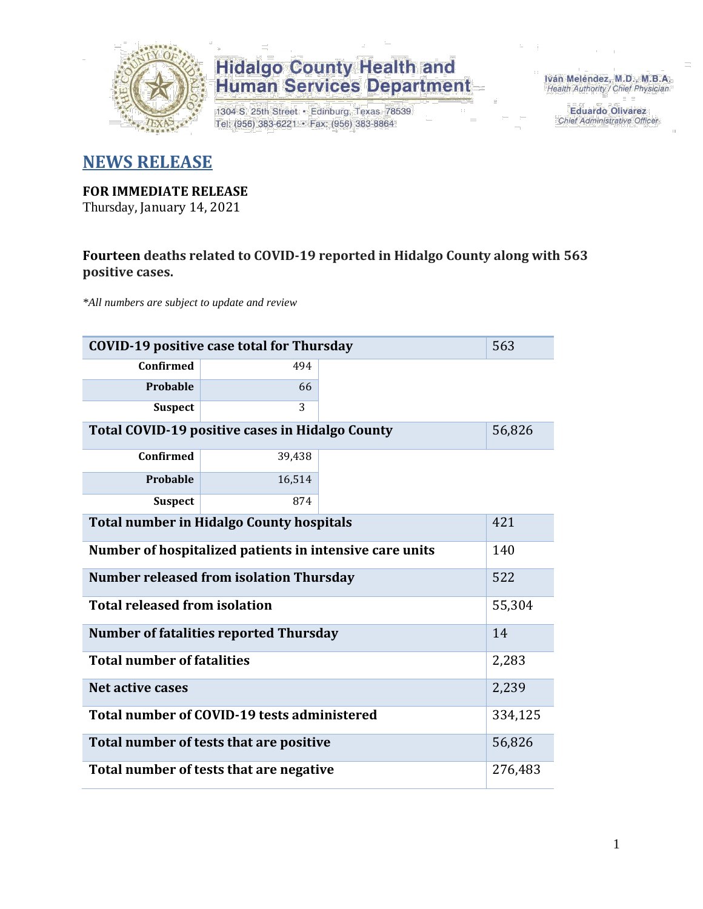Hidalgo County Health and Human Services Department

1304 S. 25th Street • Edinburg, Texas 78539
Tel: (956) 383-6221 • Fax: (956) 383-8864

Iván Meléndez, M.D., M.B.A.
Health Authority / Chief Physician

Eduardo Olivarez
Chief Administrative Officer

## NEWS RELEASE

**FOR IMMEDIATE RELEASE**
Thursday, January 14, 2021

**Fourteen deaths related to COVID-19 reported in Hidalgo County along with 563 positive cases.**

*\*All numbers are subject to update and review*

| COVID-19 positive case total for Thursday | | 563 |
|---|---|---|
| Confirmed | 494 | |
| Probable | 66 | |
| Suspect | 3 | |
| **Total COVID-19 positive cases in Hidalgo County** | | 56,826 |
| Confirmed | 39,438 | |
| Probable | 16,514 | |
| Suspect | 874 | |
| **Total number in Hidalgo County hospitals** | | 421 |
| **Number of hospitalized patients in intensive care units** | | 140 |
| **Number released from isolation Thursday** | | 522 |
| **Total released from isolation** | | 55,304 |
| **Number of fatalities reported Thursday** | | 14 |
| **Total number of fatalities** | | 2,283 |
| **Net active cases** | | 2,239 |
| **Total number of COVID-19 tests administered** | | 334,125 |
| **Total number of tests that are positive** | | 56,826 |
| **Total number of tests that are negative** | | 276,483 |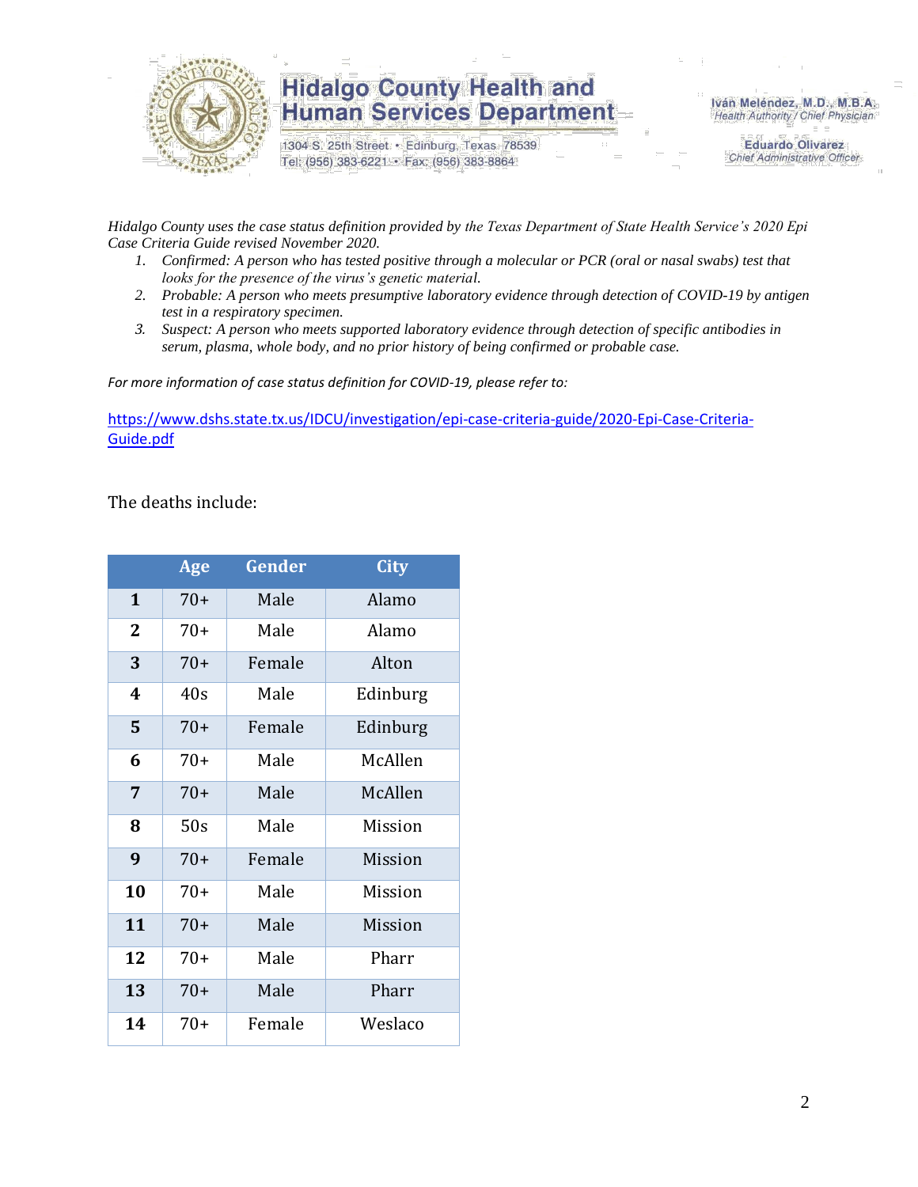*Hidalgo County uses the case status definition provided by the Texas Department of State Health Service's 2020 Epi Case Criteria Guide revised November 2020.*

1. *Confirmed: A person who has tested positive through a molecular or PCR (oral or nasal swabs) test that looks for the presence of the virus's genetic material.*
2. *Probable: A person who meets presumptive laboratory evidence through detection of COVID-19 by antigen test in a respiratory specimen.*
3. *Suspect: A person who meets supported laboratory evidence through detection of specific antibodies in serum, plasma, whole body, and no prior history of being confirmed or probable case.*

*For more information of case status definition for COVID-19, please refer to:*

https://www.dshs.state.tx.us/IDCU/investigation/epi-case-criteria-guide/2020-Epi-Case-Criteria-Guide.pdf

The deaths include:

| | Age | Gender | City |
|---|---|---|---|
| **1** | 70+ | Male | Alamo |
| **2** | 70+ | Male | Alamo |
| **3** | 70+ | Female | Alton |
| **4** | 40s | Male | Edinburg |
| **5** | 70+ | Female | Edinburg |
| **6** | 70+ | Male | McAllen |
| **7** | 70+ | Male | McAllen |
| **8** | 50s | Male | Mission |
| **9** | 70+ | Female | Mission |
| **10** | 70+ | Male | Mission |
| **11** | 70+ | Male | Mission |
| **12** | 70+ | Male | Pharr |
| **13** | 70+ | Male | Pharr |
| **14** | 70+ | Female | Weslaco |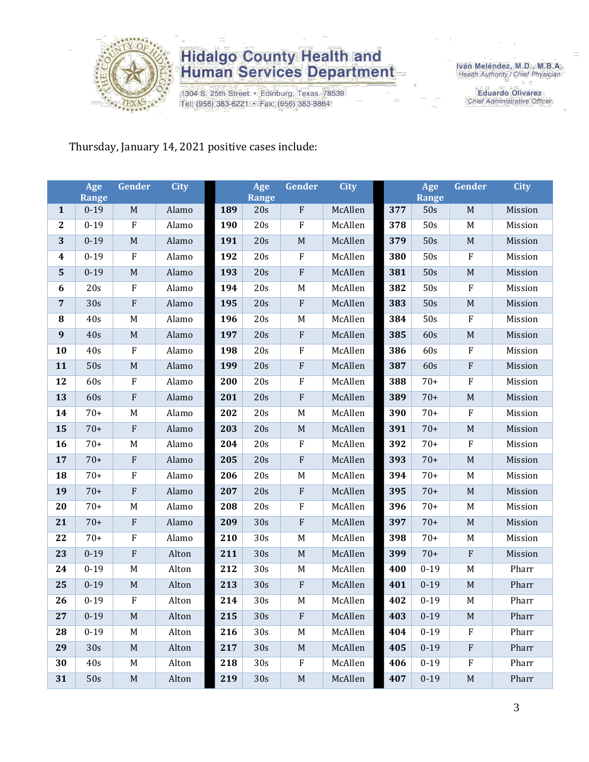Thursday, January 14, 2021 positive cases include:

| | Age Range | Gender | City | | Age Range | Gender | City | | Age Range | Gender | City |
|---|---|---|---|---|---|---|---|---|---|---|---|
| **1** | 0-19 | M | Alamo | **189** | 20s | F | McAllen | **377** | 50s | M | Mission |
| **2** | 0-19 | F | Alamo | **190** | 20s | F | McAllen | **378** | 50s | M | Mission |
| **3** | 0-19 | M | Alamo | **191** | 20s | M | McAllen | **379** | 50s | M | Mission |
| **4** | 0-19 | F | Alamo | **192** | 20s | F | McAllen | **380** | 50s | F | Mission |
| **5** | 0-19 | M | Alamo | **193** | 20s | F | McAllen | **381** | 50s | M | Mission |
| **6** | 20s | F | Alamo | **194** | 20s | M | McAllen | **382** | 50s | F | Mission |
| **7** | 30s | F | Alamo | **195** | 20s | F | McAllen | **383** | 50s | M | Mission |
| **8** | 40s | M | Alamo | **196** | 20s | M | McAllen | **384** | 50s | F | Mission |
| **9** | 40s | M | Alamo | **197** | 20s | F | McAllen | **385** | 60s | M | Mission |
| **10** | 40s | F | Alamo | **198** | 20s | F | McAllen | **386** | 60s | F | Mission |
| **11** | 50s | M | Alamo | **199** | 20s | F | McAllen | **387** | 60s | F | Mission |
| **12** | 60s | F | Alamo | **200** | 20s | F | McAllen | **388** | 70+ | F | Mission |
| **13** | 60s | F | Alamo | **201** | 20s | F | McAllen | **389** | 70+ | M | Mission |
| **14** | 70+ | M | Alamo | **202** | 20s | M | McAllen | **390** | 70+ | F | Mission |
| **15** | 70+ | F | Alamo | **203** | 20s | M | McAllen | **391** | 70+ | M | Mission |
| **16** | 70+ | M | Alamo | **204** | 20s | F | McAllen | **392** | 70+ | F | Mission |
| **17** | 70+ | F | Alamo | **205** | 20s | F | McAllen | **393** | 70+ | M | Mission |
| **18** | 70+ | F | Alamo | **206** | 20s | M | McAllen | **394** | 70+ | M | Mission |
| **19** | 70+ | F | Alamo | **207** | 20s | F | McAllen | **395** | 70+ | M | Mission |
| **20** | 70+ | M | Alamo | **208** | 20s | F | McAllen | **396** | 70+ | M | Mission |
| **21** | 70+ | F | Alamo | **209** | 30s | F | McAllen | **397** | 70+ | M | Mission |
| **22** | 70+ | F | Alamo | **210** | 30s | M | McAllen | **398** | 70+ | M | Mission |
| **23** | 0-19 | F | Alton | **211** | 30s | M | McAllen | **399** | 70+ | F | Mission |
| **24** | 0-19 | M | Alton | **212** | 30s | M | McAllen | **400** | 0-19 | M | Pharr |
| **25** | 0-19 | M | Alton | **213** | 30s | F | McAllen | **401** | 0-19 | M | Pharr |
| **26** | 0-19 | F | Alton | **214** | 30s | M | McAllen | **402** | 0-19 | M | Pharr |
| **27** | 0-19 | M | Alton | **215** | 30s | F | McAllen | **403** | 0-19 | M | Pharr |
| **28** | 0-19 | M | Alton | **216** | 30s | M | McAllen | **404** | 0-19 | F | Pharr |
| **29** | 30s | M | Alton | **217** | 30s | M | McAllen | **405** | 0-19 | F | Pharr |
| **30** | 40s | M | Alton | **218** | 30s | F | McAllen | **406** | 0-19 | F | Pharr |
| **31** | 50s | M | Alton | **219** | 30s | M | McAllen | **407** | 0-19 | M | Pharr |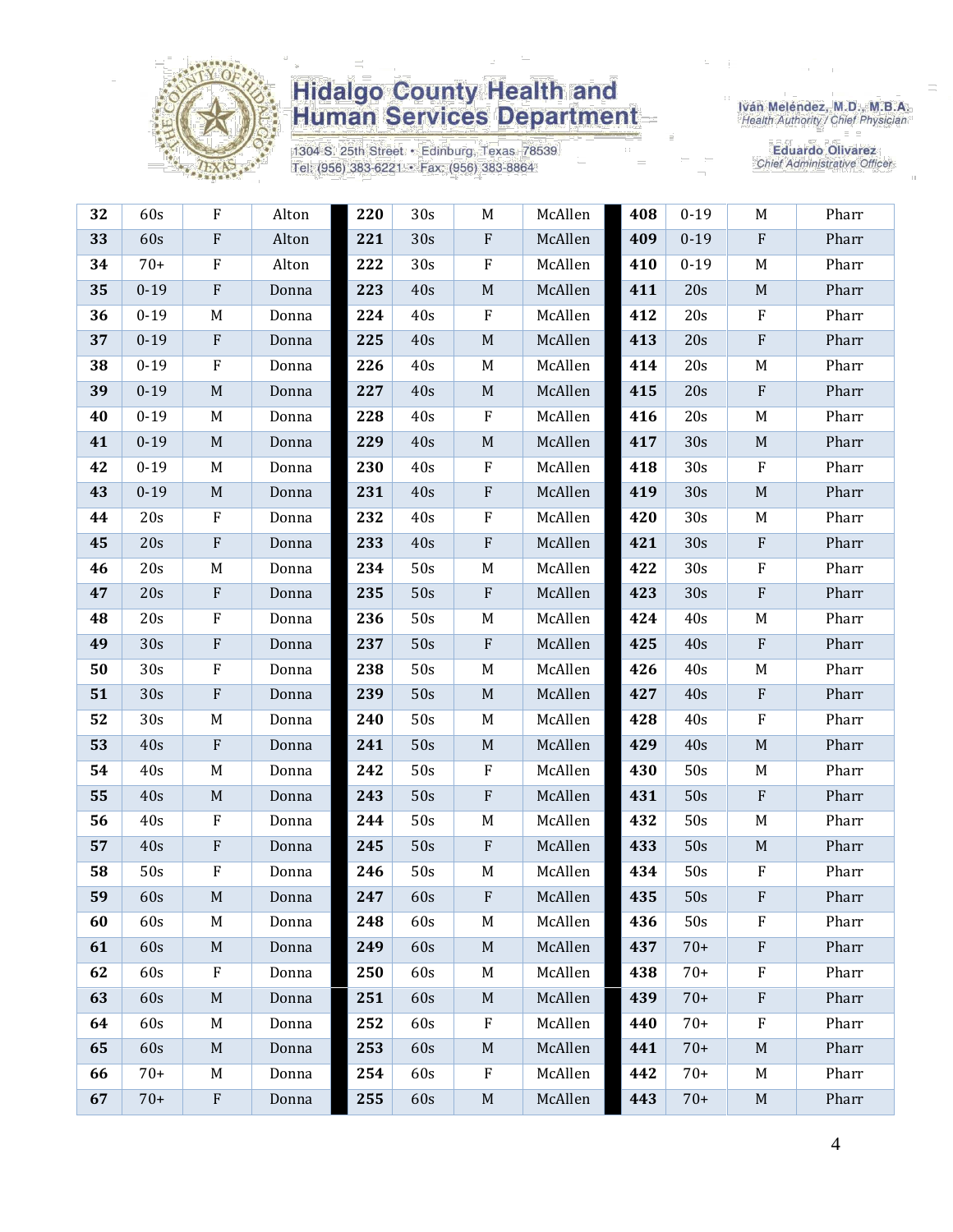| | | | | | | | | | | | |
|---|---|---|---|---|---|---|---|---|---|---|---|
| **32** | 60s | F | Alton | **220** | 30s | M | McAllen | **408** | 0-19 | M | Pharr |
| **33** | 60s | F | Alton | **221** | 30s | F | McAllen | **409** | 0-19 | F | Pharr |
| **34** | 70+ | F | Alton | **222** | 30s | F | McAllen | **410** | 0-19 | M | Pharr |
| **35** | 0-19 | F | Donna | **223** | 40s | M | McAllen | **411** | 20s | M | Pharr |
| **36** | 0-19 | M | Donna | **224** | 40s | F | McAllen | **412** | 20s | F | Pharr |
| **37** | 0-19 | F | Donna | **225** | 40s | M | McAllen | **413** | 20s | F | Pharr |
| **38** | 0-19 | F | Donna | **226** | 40s | M | McAllen | **414** | 20s | M | Pharr |
| **39** | 0-19 | M | Donna | **227** | 40s | M | McAllen | **415** | 20s | F | Pharr |
| **40** | 0-19 | M | Donna | **228** | 40s | F | McAllen | **416** | 20s | M | Pharr |
| **41** | 0-19 | M | Donna | **229** | 40s | M | McAllen | **417** | 30s | M | Pharr |
| **42** | 0-19 | M | Donna | **230** | 40s | F | McAllen | **418** | 30s | F | Pharr |
| **43** | 0-19 | M | Donna | **231** | 40s | F | McAllen | **419** | 30s | M | Pharr |
| **44** | 20s | F | Donna | **232** | 40s | F | McAllen | **420** | 30s | M | Pharr |
| **45** | 20s | F | Donna | **233** | 40s | F | McAllen | **421** | 30s | F | Pharr |
| **46** | 20s | M | Donna | **234** | 50s | M | McAllen | **422** | 30s | F | Pharr |
| **47** | 20s | F | Donna | **235** | 50s | F | McAllen | **423** | 30s | F | Pharr |
| **48** | 20s | F | Donna | **236** | 50s | M | McAllen | **424** | 40s | M | Pharr |
| **49** | 30s | F | Donna | **237** | 50s | F | McAllen | **425** | 40s | F | Pharr |
| **50** | 30s | F | Donna | **238** | 50s | M | McAllen | **426** | 40s | M | Pharr |
| **51** | 30s | F | Donna | **239** | 50s | M | McAllen | **427** | 40s | F | Pharr |
| **52** | 30s | M | Donna | **240** | 50s | M | McAllen | **428** | 40s | F | Pharr |
| **53** | 40s | F | Donna | **241** | 50s | M | McAllen | **429** | 40s | M | Pharr |
| **54** | 40s | M | Donna | **242** | 50s | F | McAllen | **430** | 50s | M | Pharr |
| **55** | 40s | M | Donna | **243** | 50s | F | McAllen | **431** | 50s | F | Pharr |
| **56** | 40s | F | Donna | **244** | 50s | M | McAllen | **432** | 50s | M | Pharr |
| **57** | 40s | F | Donna | **245** | 50s | F | McAllen | **433** | 50s | M | Pharr |
| **58** | 50s | F | Donna | **246** | 50s | M | McAllen | **434** | 50s | F | Pharr |
| **59** | 60s | M | Donna | **247** | 60s | F | McAllen | **435** | 50s | F | Pharr |
| **60** | 60s | M | Donna | **248** | 60s | M | McAllen | **436** | 50s | F | Pharr |
| **61** | 60s | M | Donna | **249** | 60s | M | McAllen | **437** | 70+ | F | Pharr |
| **62** | 60s | F | Donna | **250** | 60s | M | McAllen | **438** | 70+ | F | Pharr |
| **63** | 60s | M | Donna | **251** | 60s | M | McAllen | **439** | 70+ | F | Pharr |
| **64** | 60s | M | Donna | **252** | 60s | F | McAllen | **440** | 70+ | F | Pharr |
| **65** | 60s | M | Donna | **253** | 60s | M | McAllen | **441** | 70+ | M | Pharr |
| **66** | 70+ | M | Donna | **254** | 60s | F | McAllen | **442** | 70+ | M | Pharr |
| **67** | 70+ | F | Donna | **255** | 60s | M | McAllen | **443** | 70+ | M | Pharr |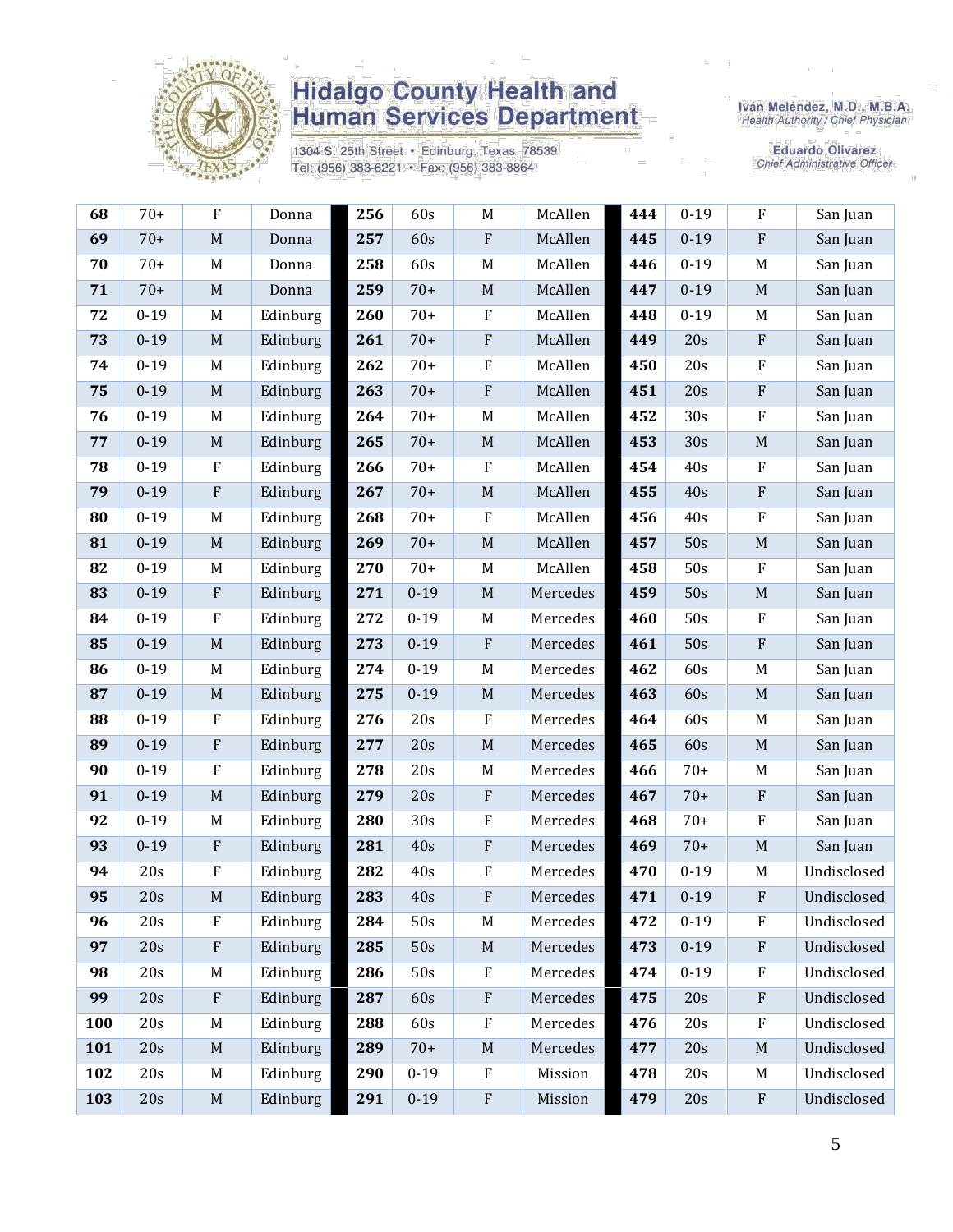| | | | | | | | | | | | |
|---|---|---|---|---|---|---|---|---|---|---|---|
| **68** | 70+ | F | Donna | **256** | 60s | M | McAllen | **444** | 0-19 | F | San Juan |
| **69** | 70+ | M | Donna | **257** | 60s | F | McAllen | **445** | 0-19 | F | San Juan |
| **70** | 70+ | M | Donna | **258** | 60s | M | McAllen | **446** | 0-19 | M | San Juan |
| **71** | 70+ | M | Donna | **259** | 70+ | M | McAllen | **447** | 0-19 | M | San Juan |
| **72** | 0-19 | M | Edinburg | **260** | 70+ | F | McAllen | **448** | 0-19 | M | San Juan |
| **73** | 0-19 | M | Edinburg | **261** | 70+ | F | McAllen | **449** | 20s | F | San Juan |
| **74** | 0-19 | M | Edinburg | **262** | 70+ | F | McAllen | **450** | 20s | F | San Juan |
| **75** | 0-19 | M | Edinburg | **263** | 70+ | F | McAllen | **451** | 20s | F | San Juan |
| **76** | 0-19 | M | Edinburg | **264** | 70+ | M | McAllen | **452** | 30s | F | San Juan |
| **77** | 0-19 | M | Edinburg | **265** | 70+ | M | McAllen | **453** | 30s | M | San Juan |
| **78** | 0-19 | F | Edinburg | **266** | 70+ | F | McAllen | **454** | 40s | F | San Juan |
| **79** | 0-19 | F | Edinburg | **267** | 70+ | M | McAllen | **455** | 40s | F | San Juan |
| **80** | 0-19 | M | Edinburg | **268** | 70+ | F | McAllen | **456** | 40s | F | San Juan |
| **81** | 0-19 | M | Edinburg | **269** | 70+ | M | McAllen | **457** | 50s | M | San Juan |
| **82** | 0-19 | M | Edinburg | **270** | 70+ | M | McAllen | **458** | 50s | F | San Juan |
| **83** | 0-19 | F | Edinburg | **271** | 0-19 | M | Mercedes | **459** | 50s | M | San Juan |
| **84** | 0-19 | F | Edinburg | **272** | 0-19 | M | Mercedes | **460** | 50s | F | San Juan |
| **85** | 0-19 | M | Edinburg | **273** | 0-19 | F | Mercedes | **461** | 50s | F | San Juan |
| **86** | 0-19 | M | Edinburg | **274** | 0-19 | M | Mercedes | **462** | 60s | M | San Juan |
| **87** | 0-19 | M | Edinburg | **275** | 0-19 | M | Mercedes | **463** | 60s | M | San Juan |
| **88** | 0-19 | F | Edinburg | **276** | 20s | F | Mercedes | **464** | 60s | M | San Juan |
| **89** | 0-19 | F | Edinburg | **277** | 20s | M | Mercedes | **465** | 60s | M | San Juan |
| **90** | 0-19 | F | Edinburg | **278** | 20s | M | Mercedes | **466** | 70+ | M | San Juan |
| **91** | 0-19 | M | Edinburg | **279** | 20s | F | Mercedes | **467** | 70+ | F | San Juan |
| **92** | 0-19 | M | Edinburg | **280** | 30s | F | Mercedes | **468** | 70+ | F | San Juan |
| **93** | 0-19 | F | Edinburg | **281** | 40s | F | Mercedes | **469** | 70+ | M | San Juan |
| **94** | 20s | F | Edinburg | **282** | 40s | F | Mercedes | **470** | 0-19 | M | Undisclosed |
| **95** | 20s | M | Edinburg | **283** | 40s | F | Mercedes | **471** | 0-19 | F | Undisclosed |
| **96** | 20s | F | Edinburg | **284** | 50s | M | Mercedes | **472** | 0-19 | F | Undisclosed |
| **97** | 20s | F | Edinburg | **285** | 50s | M | Mercedes | **473** | 0-19 | F | Undisclosed |
| **98** | 20s | M | Edinburg | **286** | 50s | F | Mercedes | **474** | 0-19 | F | Undisclosed |
| **99** | 20s | F | Edinburg | **287** | 60s | F | Mercedes | **475** | 20s | F | Undisclosed |
| **100** | 20s | M | Edinburg | **288** | 60s | F | Mercedes | **476** | 20s | F | Undisclosed |
| **101** | 20s | M | Edinburg | **289** | 70+ | M | Mercedes | **477** | 20s | M | Undisclosed |
| **102** | 20s | M | Edinburg | **290** | 0-19 | F | Mission | **478** | 20s | M | Undisclosed |
| **103** | 20s | M | Edinburg | **291** | 0-19 | F | Mission | **479** | 20s | F | Undisclosed |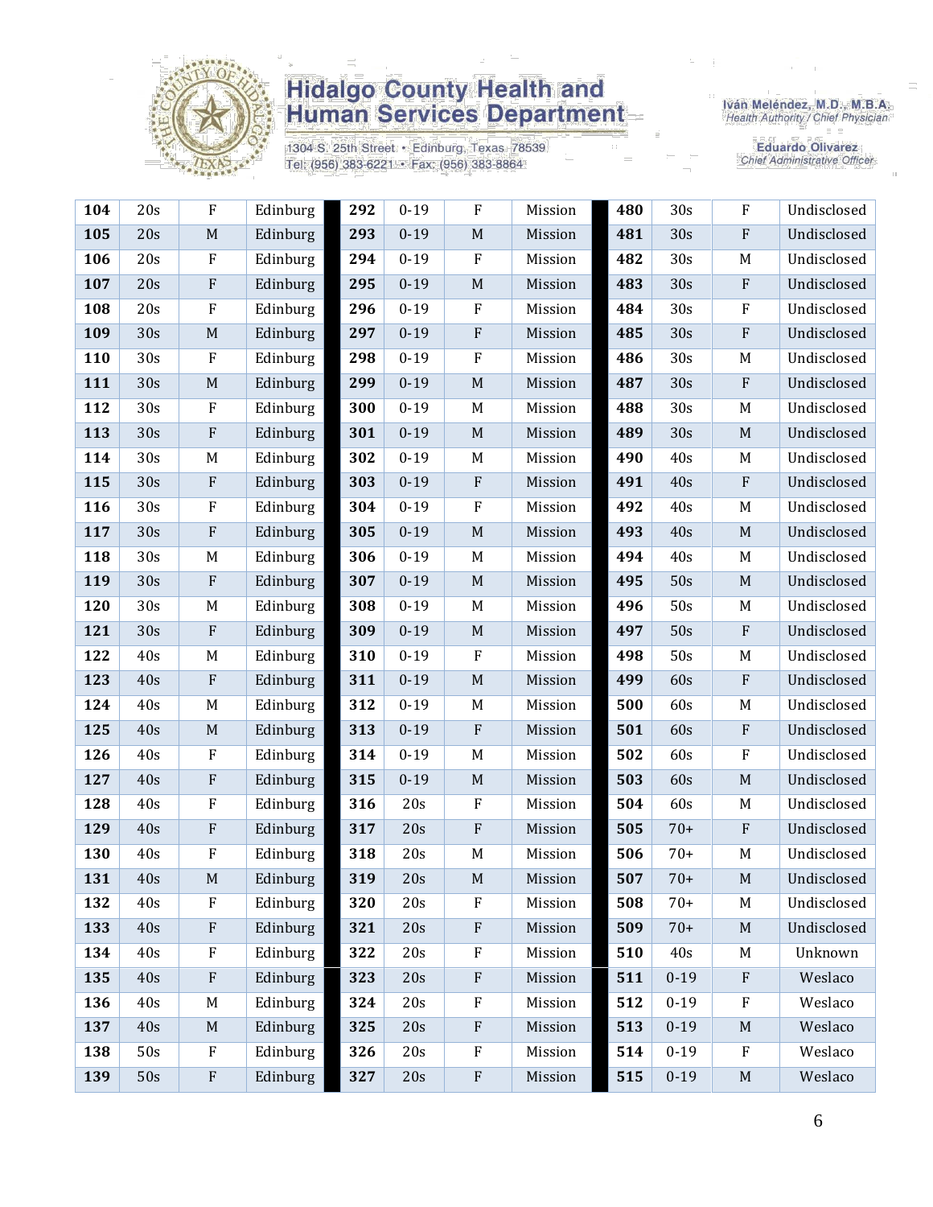**Hidalgo County Health and Human Services Department**

1304 S. 25th Street • Edinburg, Texas 78539
Tel: (956) 383-6221 • Fax: (956) 383-8864

Iván Meléndez, M.D., M.B.A.
*Health Authority / Chief Physician*

Eduardo Olivarez
*Chief Administrative Officer*

| | | | | | | | | | | | |
|---|---|---|---|---|---|---|---|---|---|---|---|
| **104** | 20s | F | Edinburg | **292** | 0-19 | F | Mission | **480** | 30s | F | Undisclosed |
| **105** | 20s | M | Edinburg | **293** | 0-19 | M | Mission | **481** | 30s | F | Undisclosed |
| **106** | 20s | F | Edinburg | **294** | 0-19 | F | Mission | **482** | 30s | M | Undisclosed |
| **107** | 20s | F | Edinburg | **295** | 0-19 | M | Mission | **483** | 30s | F | Undisclosed |
| **108** | 20s | F | Edinburg | **296** | 0-19 | F | Mission | **484** | 30s | F | Undisclosed |
| **109** | 30s | M | Edinburg | **297** | 0-19 | F | Mission | **485** | 30s | F | Undisclosed |
| **110** | 30s | F | Edinburg | **298** | 0-19 | F | Mission | **486** | 30s | M | Undisclosed |
| **111** | 30s | M | Edinburg | **299** | 0-19 | M | Mission | **487** | 30s | F | Undisclosed |
| **112** | 30s | F | Edinburg | **300** | 0-19 | M | Mission | **488** | 30s | M | Undisclosed |
| **113** | 30s | F | Edinburg | **301** | 0-19 | M | Mission | **489** | 30s | M | Undisclosed |
| **114** | 30s | M | Edinburg | **302** | 0-19 | M | Mission | **490** | 40s | M | Undisclosed |
| **115** | 30s | F | Edinburg | **303** | 0-19 | F | Mission | **491** | 40s | F | Undisclosed |
| **116** | 30s | F | Edinburg | **304** | 0-19 | F | Mission | **492** | 40s | M | Undisclosed |
| **117** | 30s | F | Edinburg | **305** | 0-19 | M | Mission | **493** | 40s | M | Undisclosed |
| **118** | 30s | M | Edinburg | **306** | 0-19 | M | Mission | **494** | 40s | M | Undisclosed |
| **119** | 30s | F | Edinburg | **307** | 0-19 | M | Mission | **495** | 50s | M | Undisclosed |
| **120** | 30s | M | Edinburg | **308** | 0-19 | M | Mission | **496** | 50s | M | Undisclosed |
| **121** | 30s | F | Edinburg | **309** | 0-19 | M | Mission | **497** | 50s | F | Undisclosed |
| **122** | 40s | M | Edinburg | **310** | 0-19 | F | Mission | **498** | 50s | M | Undisclosed |
| **123** | 40s | F | Edinburg | **311** | 0-19 | M | Mission | **499** | 60s | F | Undisclosed |
| **124** | 40s | M | Edinburg | **312** | 0-19 | M | Mission | **500** | 60s | M | Undisclosed |
| **125** | 40s | M | Edinburg | **313** | 0-19 | F | Mission | **501** | 60s | F | Undisclosed |
| **126** | 40s | F | Edinburg | **314** | 0-19 | M | Mission | **502** | 60s | F | Undisclosed |
| **127** | 40s | F | Edinburg | **315** | 0-19 | M | Mission | **503** | 60s | M | Undisclosed |
| **128** | 40s | F | Edinburg | **316** | 20s | F | Mission | **504** | 60s | M | Undisclosed |
| **129** | 40s | F | Edinburg | **317** | 20s | F | Mission | **505** | 70+ | F | Undisclosed |
| **130** | 40s | F | Edinburg | **318** | 20s | M | Mission | **506** | 70+ | M | Undisclosed |
| **131** | 40s | M | Edinburg | **319** | 20s | M | Mission | **507** | 70+ | M | Undisclosed |
| **132** | 40s | F | Edinburg | **320** | 20s | F | Mission | **508** | 70+ | M | Undisclosed |
| **133** | 40s | F | Edinburg | **321** | 20s | F | Mission | **509** | 70+ | M | Undisclosed |
| **134** | 40s | F | Edinburg | **322** | 20s | F | Mission | **510** | 40s | M | Unknown |
| **135** | 40s | F | Edinburg | **323** | 20s | F | Mission | **511** | 0-19 | F | Weslaco |
| **136** | 40s | M | Edinburg | **324** | 20s | F | Mission | **512** | 0-19 | F | Weslaco |
| **137** | 40s | M | Edinburg | **325** | 20s | F | Mission | **513** | 0-19 | M | Weslaco |
| **138** | 50s | F | Edinburg | **326** | 20s | F | Mission | **514** | 0-19 | F | Weslaco |
| **139** | 50s | F | Edinburg | **327** | 20s | F | Mission | **515** | 0-19 | M | Weslaco |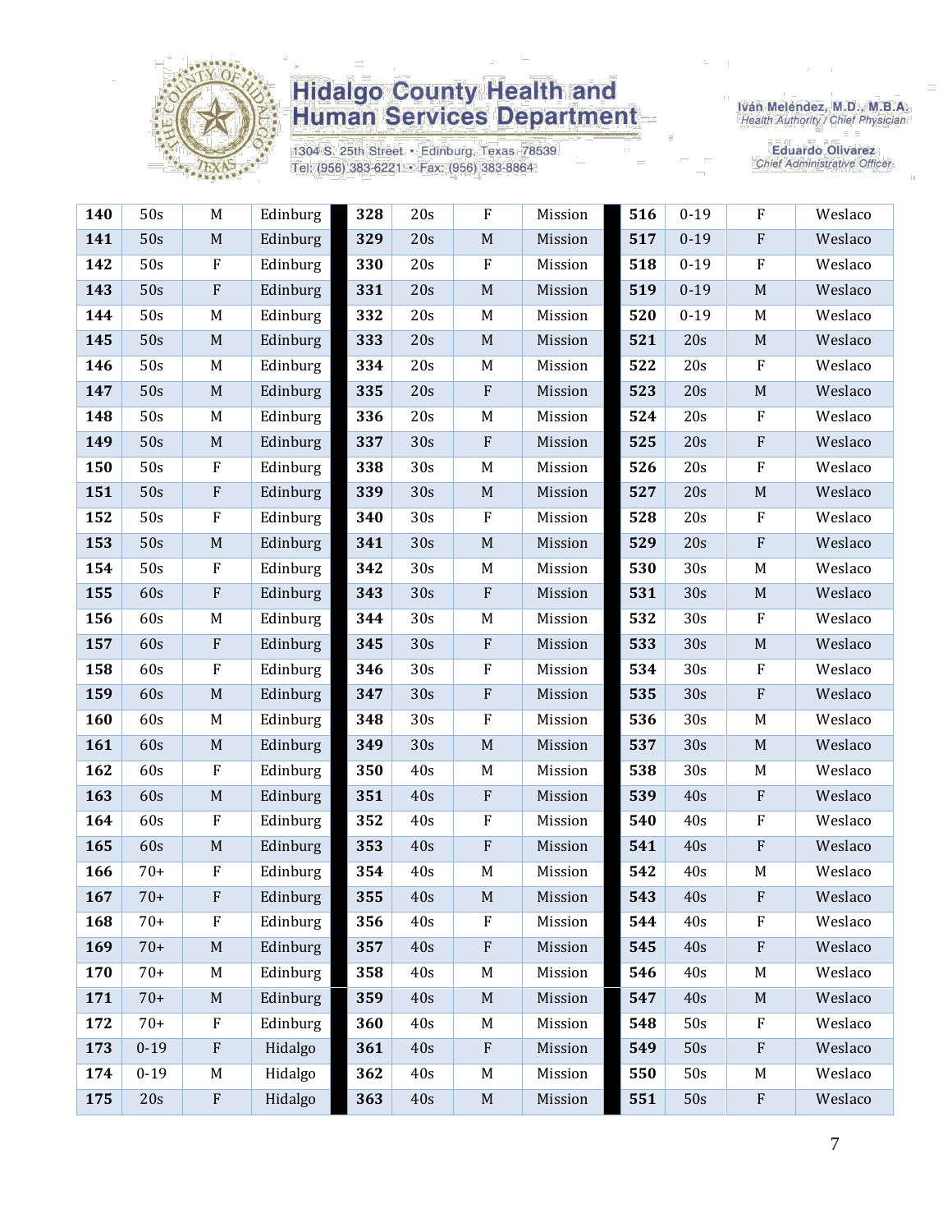| 140 | 50s | M | Edinburg | 328 | 20s | F | Mission | 516 | 0-19 | F | Weslaco |
|---|---|---|---|---|---|---|---|---|---|---|---|
| 141 | 50s | M | Edinburg | 329 | 20s | M | Mission | 517 | 0-19 | F | Weslaco |
| 142 | 50s | F | Edinburg | 330 | 20s | F | Mission | 518 | 0-19 | F | Weslaco |
| 143 | 50s | F | Edinburg | 331 | 20s | M | Mission | 519 | 0-19 | M | Weslaco |
| 144 | 50s | M | Edinburg | 332 | 20s | M | Mission | 520 | 0-19 | M | Weslaco |
| 145 | 50s | M | Edinburg | 333 | 20s | M | Mission | 521 | 20s | M | Weslaco |
| 146 | 50s | M | Edinburg | 334 | 20s | M | Mission | 522 | 20s | F | Weslaco |
| 147 | 50s | M | Edinburg | 335 | 20s | F | Mission | 523 | 20s | M | Weslaco |
| 148 | 50s | M | Edinburg | 336 | 20s | M | Mission | 524 | 20s | F | Weslaco |
| 149 | 50s | M | Edinburg | 337 | 30s | F | Mission | 525 | 20s | F | Weslaco |
| 150 | 50s | F | Edinburg | 338 | 30s | M | Mission | 526 | 20s | F | Weslaco |
| 151 | 50s | F | Edinburg | 339 | 30s | M | Mission | 527 | 20s | M | Weslaco |
| 152 | 50s | F | Edinburg | 340 | 30s | F | Mission | 528 | 20s | F | Weslaco |
| 153 | 50s | M | Edinburg | 341 | 30s | M | Mission | 529 | 20s | F | Weslaco |
| 154 | 50s | F | Edinburg | 342 | 30s | M | Mission | 530 | 30s | M | Weslaco |
| 155 | 60s | F | Edinburg | 343 | 30s | F | Mission | 531 | 30s | M | Weslaco |
| 156 | 60s | M | Edinburg | 344 | 30s | M | Mission | 532 | 30s | F | Weslaco |
| 157 | 60s | F | Edinburg | 345 | 30s | F | Mission | 533 | 30s | M | Weslaco |
| 158 | 60s | F | Edinburg | 346 | 30s | F | Mission | 534 | 30s | F | Weslaco |
| 159 | 60s | M | Edinburg | 347 | 30s | F | Mission | 535 | 30s | F | Weslaco |
| 160 | 60s | M | Edinburg | 348 | 30s | F | Mission | 536 | 30s | M | Weslaco |
| 161 | 60s | M | Edinburg | 349 | 30s | M | Mission | 537 | 30s | M | Weslaco |
| 162 | 60s | F | Edinburg | 350 | 40s | M | Mission | 538 | 30s | M | Weslaco |
| 163 | 60s | M | Edinburg | 351 | 40s | F | Mission | 539 | 40s | F | Weslaco |
| 164 | 60s | F | Edinburg | 352 | 40s | F | Mission | 540 | 40s | F | Weslaco |
| 165 | 60s | M | Edinburg | 353 | 40s | F | Mission | 541 | 40s | F | Weslaco |
| 166 | 70+ | F | Edinburg | 354 | 40s | M | Mission | 542 | 40s | M | Weslaco |
| 167 | 70+ | F | Edinburg | 355 | 40s | M | Mission | 543 | 40s | F | Weslaco |
| 168 | 70+ | F | Edinburg | 356 | 40s | F | Mission | 544 | 40s | F | Weslaco |
| 169 | 70+ | M | Edinburg | 357 | 40s | F | Mission | 545 | 40s | F | Weslaco |
| 170 | 70+ | M | Edinburg | 358 | 40s | M | Mission | 546 | 40s | M | Weslaco |
| 171 | 70+ | M | Edinburg | 359 | 40s | M | Mission | 547 | 40s | M | Weslaco |
| 172 | 70+ | F | Edinburg | 360 | 40s | M | Mission | 548 | 50s | F | Weslaco |
| 173 | 0-19 | F | Hidalgo | 361 | 40s | F | Mission | 549 | 50s | F | Weslaco |
| 174 | 0-19 | M | Hidalgo | 362 | 40s | M | Mission | 550 | 50s | M | Weslaco |
| 175 | 20s | F | Hidalgo | 363 | 40s | M | Mission | 551 | 50s | F | Weslaco |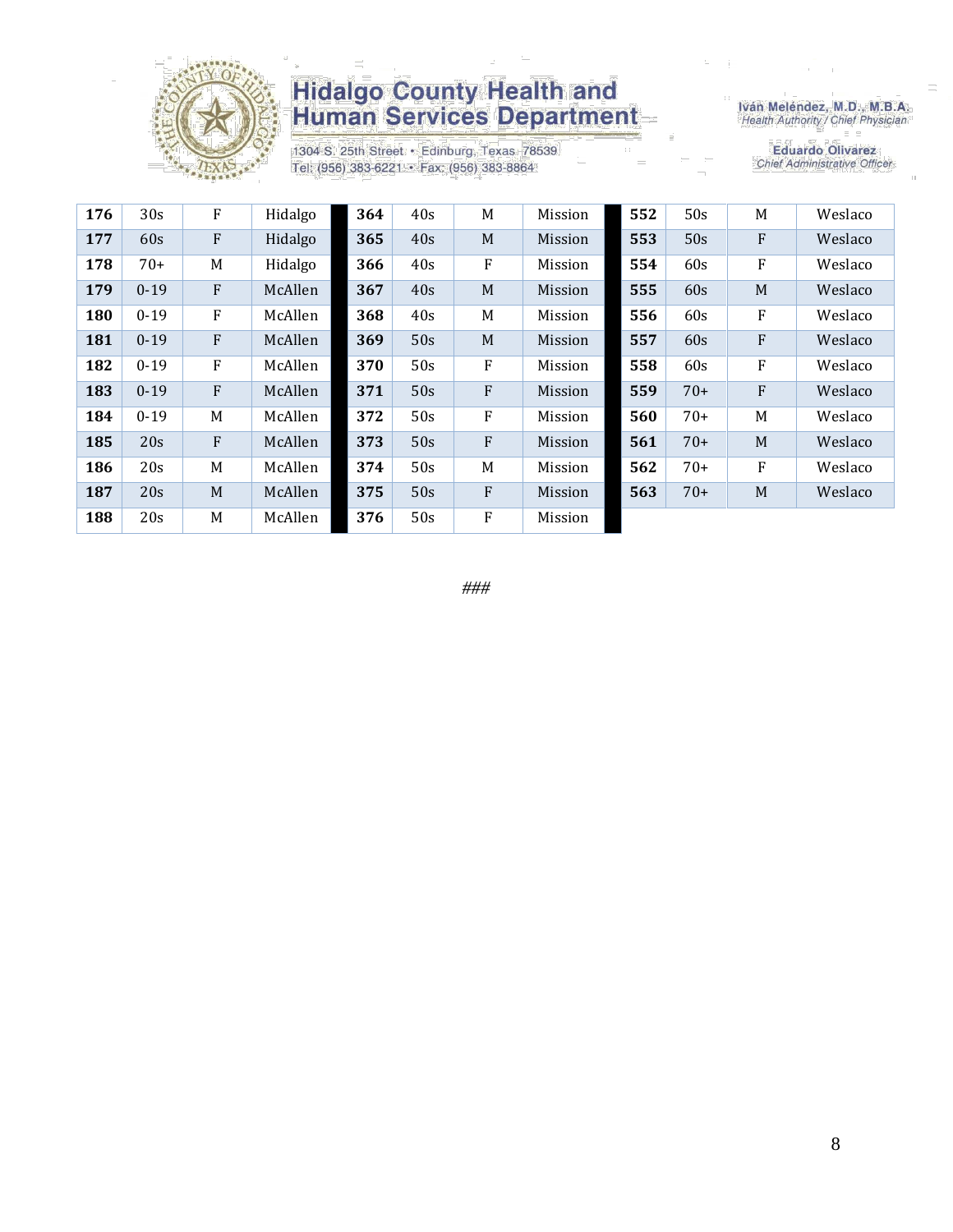# Hidalgo County Health and Human Services Department

1304 S. 25th Street • Edinburg, Texas 78539
Tel: (956) 383-6221 • Fax: (956) 383-8864

Iván Meléndez, M.D., M.B.A.
*Health Authority / Chief Physician*

Eduardo Olivarez
*Chief Administrative Officer*

| | | | | | | | | | | | |
|---|---|---|---|---|---|---|---|---|---|---|---|
| **176** | 30s | F | Hidalgo | **364** | 40s | M | Mission | **552** | 50s | M | Weslaco |
| **177** | 60s | F | Hidalgo | **365** | 40s | M | Mission | **553** | 50s | F | Weslaco |
| **178** | 70+ | M | Hidalgo | **366** | 40s | F | Mission | **554** | 60s | F | Weslaco |
| **179** | 0-19 | F | McAllen | **367** | 40s | M | Mission | **555** | 60s | M | Weslaco |
| **180** | 0-19 | F | McAllen | **368** | 40s | M | Mission | **556** | 60s | F | Weslaco |
| **181** | 0-19 | F | McAllen | **369** | 50s | M | Mission | **557** | 60s | F | Weslaco |
| **182** | 0-19 | F | McAllen | **370** | 50s | F | Mission | **558** | 60s | F | Weslaco |
| **183** | 0-19 | F | McAllen | **371** | 50s | F | Mission | **559** | 70+ | F | Weslaco |
| **184** | 0-19 | M | McAllen | **372** | 50s | F | Mission | **560** | 70+ | M | Weslaco |
| **185** | 20s | F | McAllen | **373** | 50s | F | Mission | **561** | 70+ | M | Weslaco |
| **186** | 20s | M | McAllen | **374** | 50s | M | Mission | **562** | 70+ | F | Weslaco |
| **187** | 20s | M | McAllen | **375** | 50s | F | Mission | **563** | 70+ | M | Weslaco |
| **188** | 20s | M | McAllen | **376** | 50s | F | Mission | | | | |

###